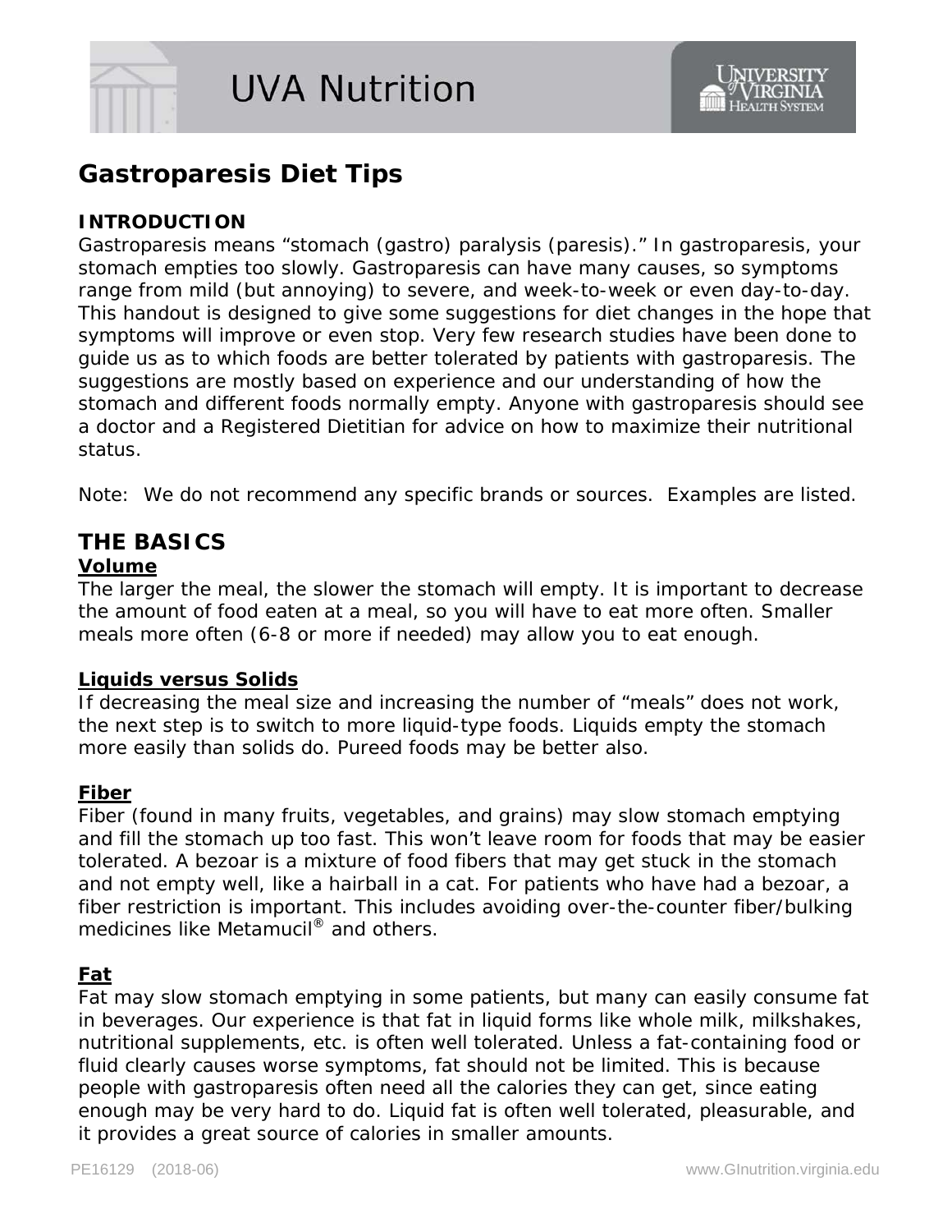# UVA Nutrition

## Gastroparesis Diet Tips

### INTRODUCTION

Gastroparesis means "stomach (gastro) paralysis (paresis)." In gastroparesis, your stomach empties too slowly. Gastroparesis can have many causes, so symptoms range from mild (but annoying) to severe, and week-to-week or even day-to-day. This handout is designed to give some suggestions for diet changes in the hope that symptoms will improve or even stop. Very few research studies have been done to guide us as to which foods are better tolerated by patients with gastroparesis. The suggestions are mostly based on experience and our understanding of how the stomach and different foods normally empty. Anyone with gastroparesis should see a doctor and a Registered Dietitian for advice on how to maximize their nutritional status.

Note: We do not recommend any specific brands or sources. Examples are listed.

## THE BASICS

### Volume

The larger the meal, the slower the stomach will empty. It is important to decrease the amount of food eaten at a meal, so you will have to eat more often. Smaller meals more often (6-8 or more if needed) may allow you to eat enough.

### Liquids versus Solids

If decreasing the meal size and increasing the number of "meals" does not work, the next step is to switch to more liquid-type foods. Liquids empty the stomach more easily than solids do. Pureed foods may be better also.

### Fiber

Fiber (found in many fruits, vegetables, and grains) may slow stomach emptying and fill the stomach up too fast. This won't leave room for foods that may be easier tolerated. A bezoar is a mixture of food fibers that may get stuck in the stomach and not empty well, like a hairball in a cat. For patients who have had a bezoar, a fiber restriction is important. This includes avoiding over-the-counter fiber/bulking medicines like Metamucil® and others.

### Fat

Fat may slow stomach emptying in some patients, but many can easily consume fat in beverages. Our experience is that fat in liquid forms like whole milk, milkshakes, nutritional supplements, etc. is often well tolerated. Unless a fat-containing food or fluid clearly causes worse symptoms, fat should not be limited. This is because people with gastroparesis often need all the calories they can get, since eating enough may be very hard to do. Liquid fat is often well tolerated, pleasurable, and it provides a great source of calories in smaller amounts.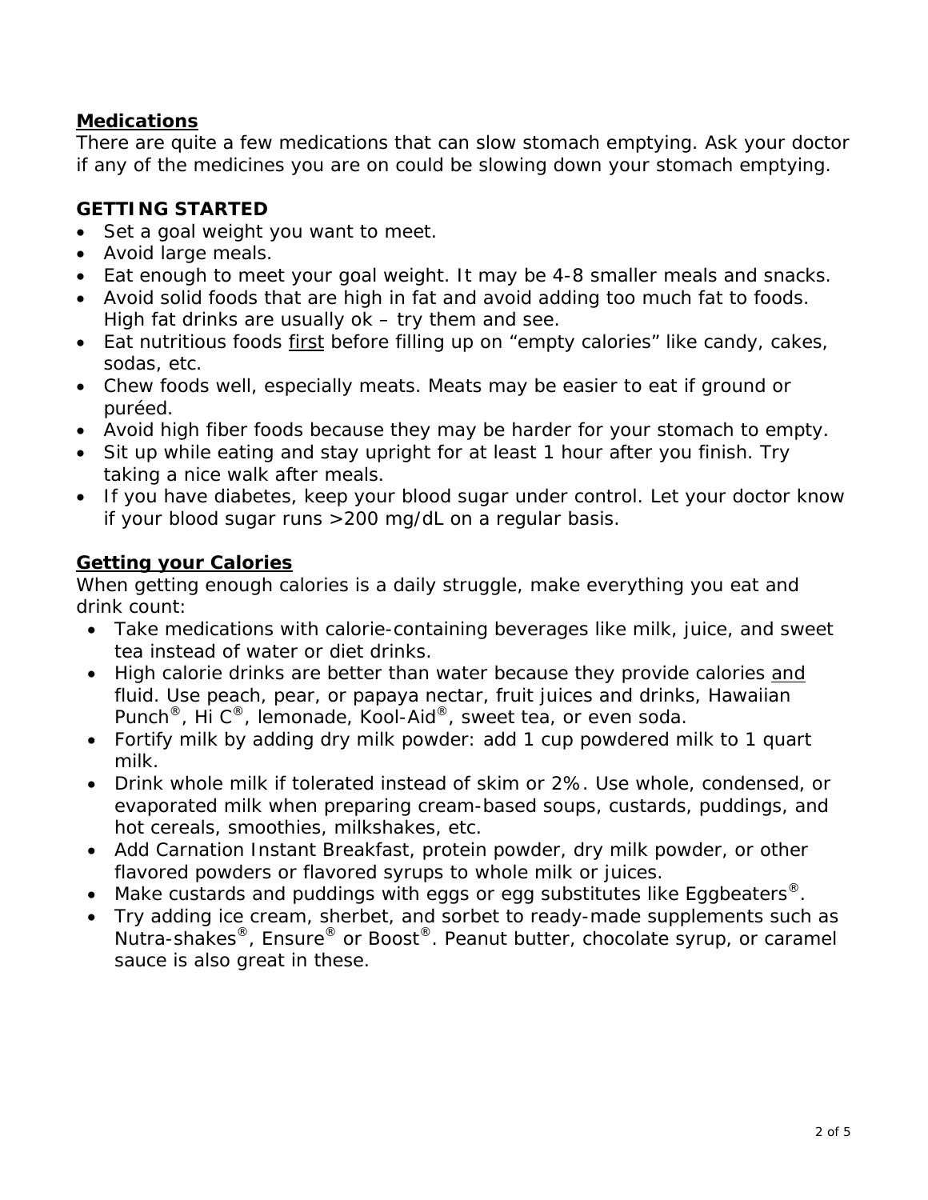## Medications

There are quite a few medications that can slow stomach emptying. Ask your doctor if any of the medicines you are on could be slowing down your stomach emptying.

## GETTING STARTED

- Set a goal weight you want to meet.
- Avoid large meals.
- Eat enough to meet your goal weight. It may be 4-8 smaller meals and snacks.
- Avoid solid foods that are high in fat and avoid adding too much fat to foods. High fat drinks are usually ok – try them and see.
- Eat nutritious foods first before filling up on "empty calories" like candy, cakes, sodas, etc.
- Chew foods well, especially meats. Meats may be easier to eat if ground or puréed.
- Avoid high fiber foods because they may be harder for your stomach to empty.
- Sit up while eating and stay upright for at least 1 hour after you finish. Try taking a nice walk after meals.
- If you have diabetes, keep your blood sugar under control. Let your doctor know if your blood sugar runs >200 mg/dL on a regular basis.

## Getting your Calories

When getting enough calories is a daily struggle, make everything you eat and drink count:

- Take medications with calorie-containing beverages like milk, juice, and sweet tea instead of water or diet drinks.
- High calorie drinks are better than water because they provide calories and fluid. Use peach, pear, or papaya nectar, fruit juices and drinks, Hawaiian Punch®, Hi C®, lemonade, Kool-Aid®, sweet tea, or even soda.
- Fortify milk by adding dry milk powder: add 1 cup powdered milk to 1 quart milk.
- Drink whole milk if tolerated instead of skim or 2%. Use whole, condensed, or evaporated milk when preparing cream-based soups, custards, puddings, and hot cereals, smoothies, milkshakes, etc.
- Add Carnation Instant Breakfast, protein powder, dry milk powder, or other flavored powders or flavored syrups to whole milk or juices.
- Make custards and puddings with eggs or egg substitutes like Eggbeaters®.
- Try adding ice cream, sherbet, and sorbet to ready-made supplements such as Nutra-shakes®, Ensure® or Boost®. Peanut butter, chocolate syrup, or caramel sauce is also great in these.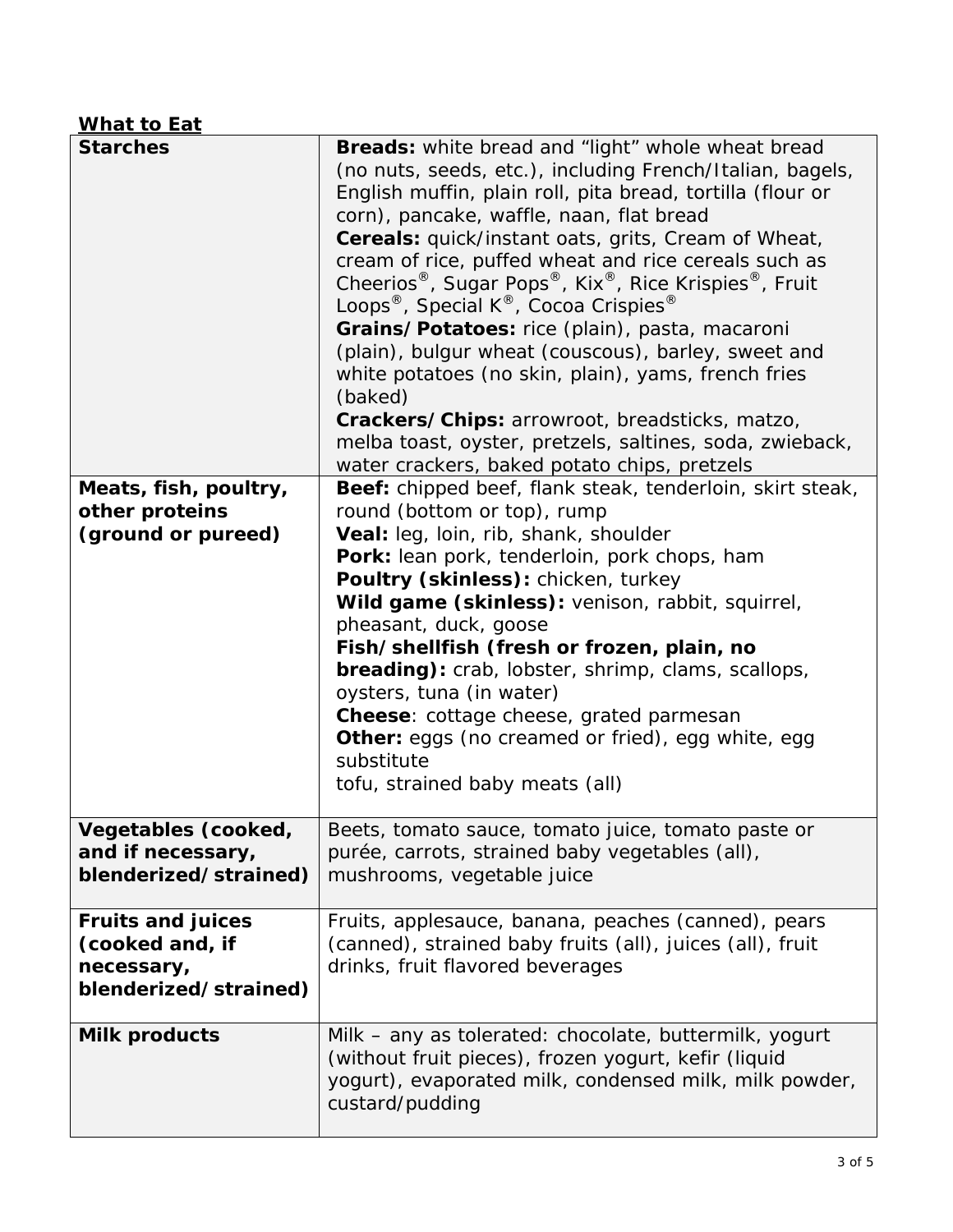**What to Eat**

| | |
|---|---|
| **Starches** | **Breads:** white bread and "light" whole wheat bread (no nuts, seeds, etc.), including French/Italian, bagels, English muffin, plain roll, pita bread, tortilla (flour or corn), pancake, waffle, naan, flat bread<br>**Cereals:** quick/instant oats, grits, Cream of Wheat, cream of rice, puffed wheat and rice cereals such as Cheerios®, Sugar Pops®, Kix®, Rice Krispies®, Fruit Loops®, Special K®, Cocoa Crispies®<br>**Grains/Potatoes:** rice (plain), pasta, macaroni (plain), bulgur wheat (couscous), barley, sweet and white potatoes (no skin, plain), yams, french fries (baked)<br>**Crackers/Chips:** arrowroot, breadsticks, matzo, melba toast, oyster, pretzels, saltines, soda, zwieback, water crackers, baked potato chips, pretzels |
| **Meats, fish, poultry, other proteins (ground or pureed)** | **Beef:** chipped beef, flank steak, tenderloin, skirt steak, round (bottom or top), rump<br>**Veal:** leg, loin, rib, shank, shoulder<br>**Pork:** lean pork, tenderloin, pork chops, ham<br>**Poultry (skinless):** chicken, turkey<br>**Wild game (skinless):** venison, rabbit, squirrel, pheasant, duck, goose<br>**Fish/shellfish (fresh or frozen, plain, no breading):** crab, lobster, shrimp, clams, scallops, oysters, tuna (in water)<br>**Cheese**: cottage cheese, grated parmesan<br>**Other:** eggs (no creamed or fried), egg white, egg substitute<br>tofu, strained baby meats (all) |
| **Vegetables (cooked, and if necessary, blenderized/strained)** | Beets, tomato sauce, tomato juice, tomato paste or purée, carrots, strained baby vegetables (all), mushrooms, vegetable juice |
| **Fruits and juices (cooked and, if necessary, blenderized/strained)** | Fruits, applesauce, banana, peaches (canned), pears (canned), strained baby fruits (all), juices (all), fruit drinks, fruit flavored beverages |
| **Milk products** | Milk – any as tolerated: chocolate, buttermilk, yogurt (without fruit pieces), frozen yogurt, kefir (liquid yogurt), evaporated milk, condensed milk, milk powder, custard/pudding |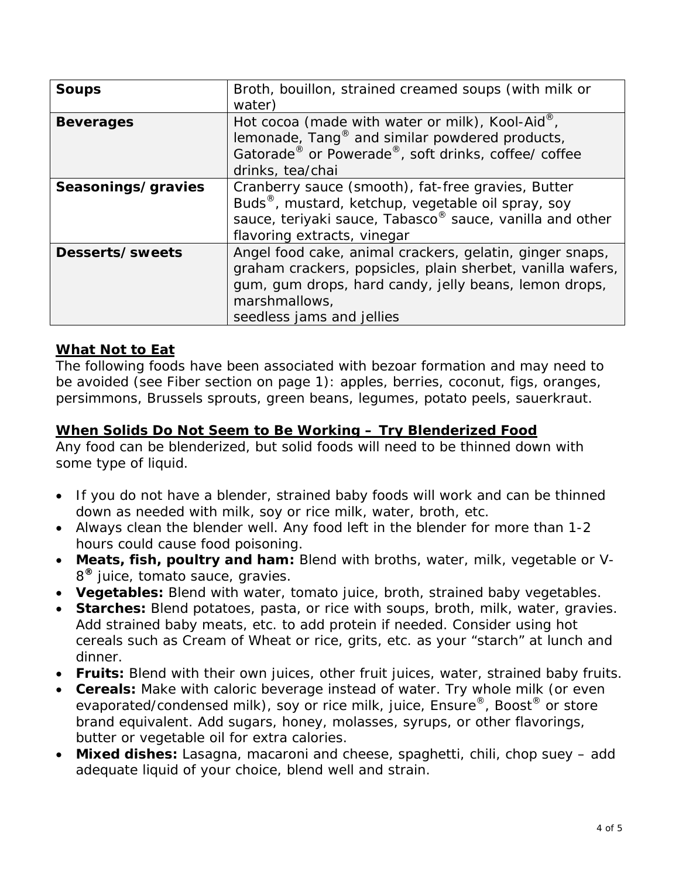| | |
|---|---|
| **Soups** | Broth, bouillon, strained creamed soups (with milk or water) |
| **Beverages** | Hot cocoa (made with water or milk), Kool-Aid®, lemonade, Tang® and similar powdered products, Gatorade® or Powerade®, soft drinks, coffee/ coffee drinks, tea/chai |
| **Seasonings/gravies** | Cranberry sauce (smooth), fat-free gravies, Butter Buds®, mustard, ketchup, vegetable oil spray, soy sauce, teriyaki sauce, Tabasco® sauce, vanilla and other flavoring extracts, vinegar |
| **Desserts/sweets** | Angel food cake, animal crackers, gelatin, ginger snaps, graham crackers, popsicles, plain sherbet, vanilla wafers, gum, gum drops, hard candy, jelly beans, lemon drops, marshmallows, seedless jams and jellies |

**What Not to Eat**

The following foods have been associated with bezoar formation and may need to be avoided (see Fiber section on page 1): apples, berries, coconut, figs, oranges, persimmons, Brussels sprouts, green beans, legumes, potato peels, sauerkraut.

**When Solids Do Not Seem to Be Working – Try Blenderized Food**

Any food can be blenderized, but solid foods will need to be thinned down with some type of liquid.

- If you do not have a blender, strained baby foods will work and can be thinned down as needed with milk, soy or rice milk, water, broth, etc.
- Always clean the blender well. Any food left in the blender for more than 1-2 hours could cause food poisoning.
- **Meats, fish, poultry and ham:** Blend with broths, water, milk, vegetable or V-8® juice, tomato sauce, gravies.
- **Vegetables:** Blend with water, tomato juice, broth, strained baby vegetables.
- **Starches:** Blend potatoes, pasta, or rice with soups, broth, milk, water, gravies. Add strained baby meats, etc. to add protein if needed. Consider using hot cereals such as Cream of Wheat or rice, grits, etc. as your "starch" at lunch and dinner.
- **Fruits:** Blend with their own juices, other fruit juices, water, strained baby fruits.
- **Cereals:** Make with caloric beverage instead of water. Try whole milk (or even evaporated/condensed milk), soy or rice milk, juice, Ensure®, Boost® or store brand equivalent. Add sugars, honey, molasses, syrups, or other flavorings, butter or vegetable oil for extra calories.
- **Mixed dishes:** Lasagna, macaroni and cheese, spaghetti, chili, chop suey – add adequate liquid of your choice, blend well and strain.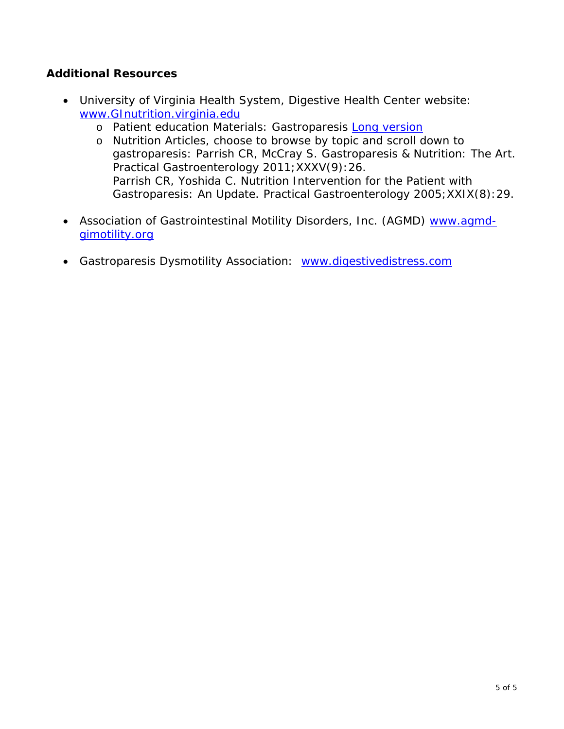**Additional Resources**

- University of Virginia Health System, Digestive Health Center website: [www.GInutrition.virginia.edu](www.GInutrition.virginia.edu)
    - Patient education Materials: Gastroparesis [Long version]()
    - Nutrition Articles, choose to browse by topic and scroll down to gastroparesis: Parrish CR, McCray S. Gastroparesis & Nutrition: The Art. Practical Gastroenterology 2011;XXXV(9):26.
      Parrish CR, Yoshida C. Nutrition Intervention for the Patient with Gastroparesis: An Update. Practical Gastroenterology 2005;XXIX(8):29.

- Association of Gastrointestinal Motility Disorders, Inc. (AGMD) [www.agmd-gimotility.org](www.agmd-gimotility.org)

- Gastroparesis Dysmotility Association: [www.digestivedistress.com](www.digestivedistress.com)